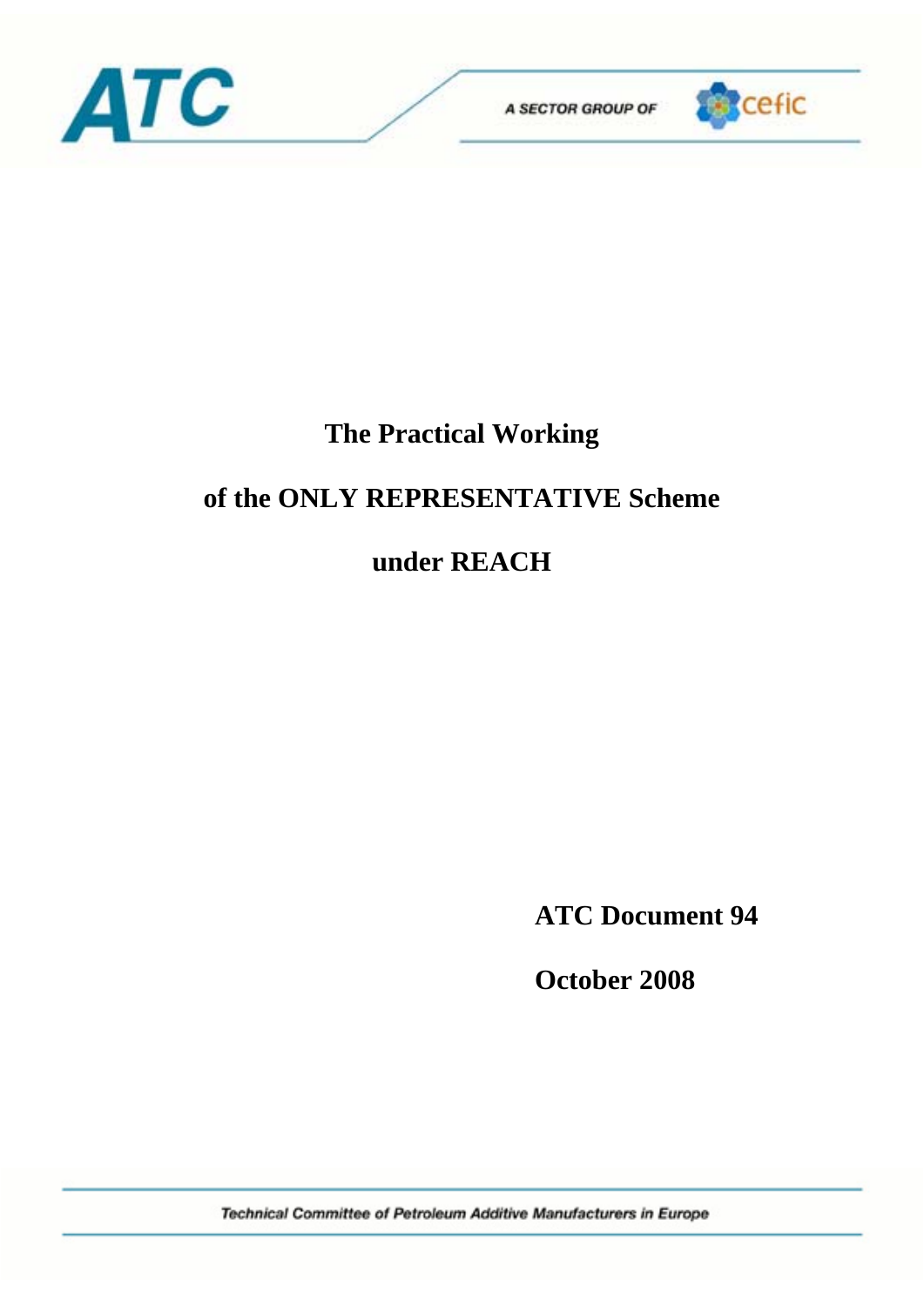ATC

A SECTOR GROUP OF cefic

# The Practical Working of the ONLY REPRESENTATIVE Scheme under REACH

**ATC Document 94**

**October 2008**

Technical Committee of Petroleum Additive Manufacturers in Europe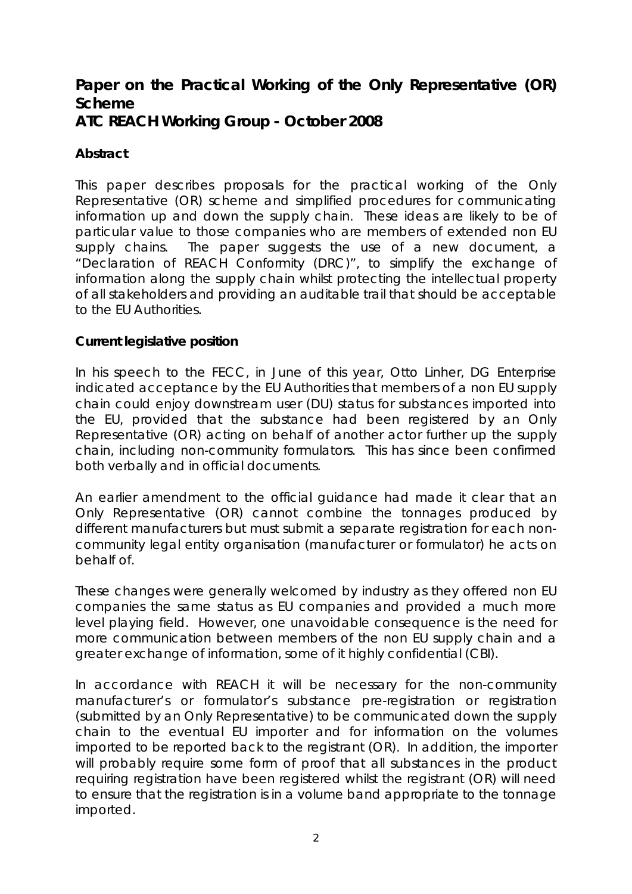# Paper on the Practical Working of the Only Representative (OR) Scheme

## ATC REACH Working Group - October 2008

### Abstract

This paper describes proposals for the practical working of the Only Representative (OR) scheme and simplified procedures for communicating information up and down the supply chain. These ideas are likely to be of particular value to those companies who are members of extended non EU supply chains. The paper suggests the use of a new document, a "Declaration of REACH Conformity (DRC)", to simplify the exchange of information along the supply chain whilst protecting the intellectual property of all stakeholders and providing an auditable trail that should be acceptable to the EU Authorities.

### Current legislative position

In his speech to the FECC, in June of this year, Otto Linher, DG Enterprise indicated acceptance by the EU Authorities that members of a non EU supply chain could enjoy downstream user (DU) status for substances imported into the EU, provided that the substance had been registered by an Only Representative (OR) acting on behalf of another actor further up the supply chain, including non-community formulators. This has since been confirmed both verbally and in official documents.

An earlier amendment to the official guidance had made it clear that an Only Representative (OR) cannot combine the tonnages produced by different manufacturers but must submit a separate registration for each non-community legal entity organisation (manufacturer or formulator) he acts on behalf of.

These changes were generally welcomed by industry as they offered non EU companies the same status as EU companies and provided a much more level playing field. However, one unavoidable consequence is the need for more communication between members of the non EU supply chain and a greater exchange of information, some of it highly confidential (CBI).

In accordance with REACH it will be necessary for the non-community manufacturer's or formulator's substance pre-registration or registration (submitted by an Only Representative) to be communicated down the supply chain to the eventual EU importer and for information on the volumes imported to be reported back to the registrant (OR). In addition, the importer will probably require some form of proof that all substances in the product requiring registration have been registered whilst the registrant (OR) will need to ensure that the registration is in a volume band appropriate to the tonnage imported.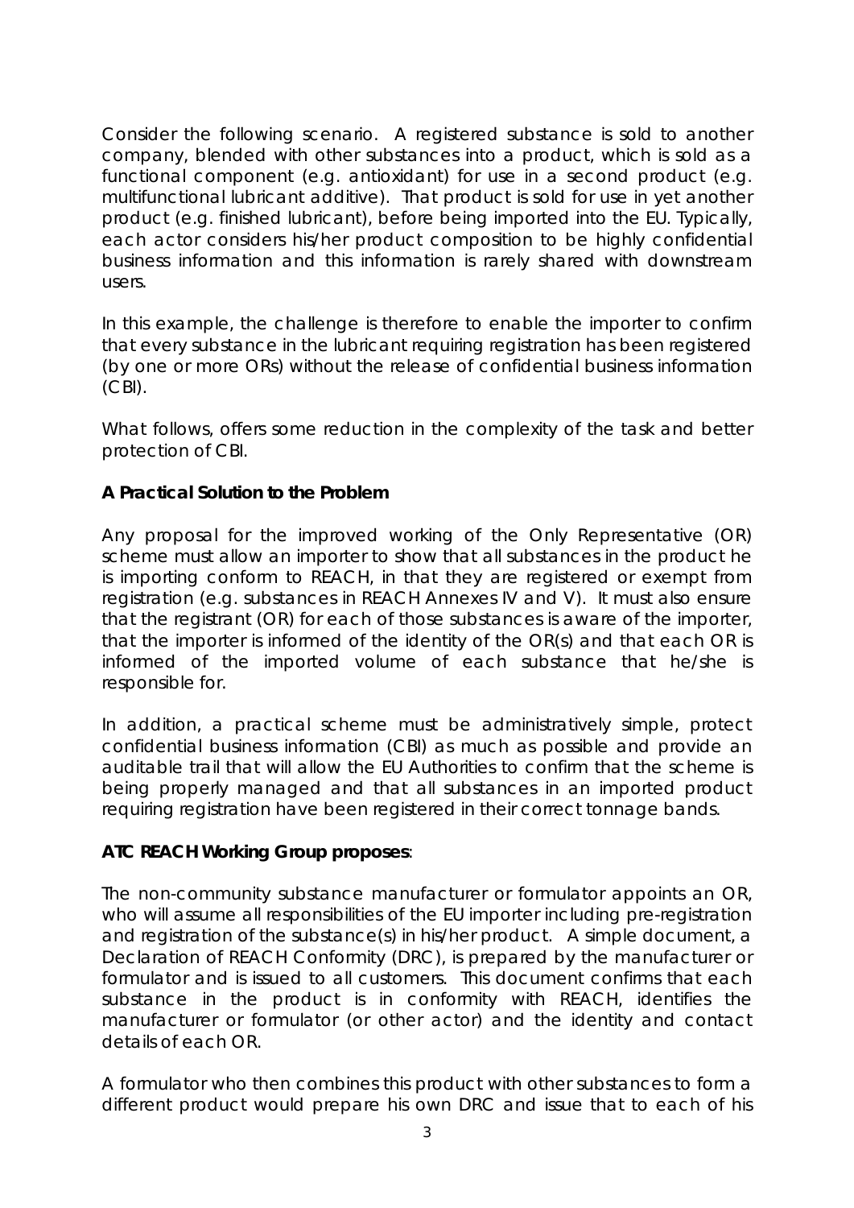Consider the following scenario. A registered substance is sold to another company, blended with other substances into a product, which is sold as a functional component (e.g. antioxidant) for use in a second product (e.g. multifunctional lubricant additive). That product is sold for use in yet another product (e.g. finished lubricant), before being imported into the EU. Typically, each actor considers his/her product composition to be highly confidential business information and this information is rarely shared with downstream users.

In this example, the challenge is therefore to enable the importer to confirm that every substance in the lubricant requiring registration has been registered (by one or more ORs) without the release of confidential business information (CBI).

What follows, offers some reduction in the complexity of the task and better protection of CBI.

**A Practical Solution to the Problem**

Any proposal for the improved working of the Only Representative (OR) scheme must allow an importer to show that all substances in the product he is importing conform to REACH, in that they are registered or exempt from registration (e.g. substances in REACH Annexes IV and V). It must also ensure that the registrant (OR) for each of those substances is aware of the importer, that the importer is informed of the identity of the OR(s) and that each OR is informed of the imported volume of each substance that he/she is responsible for.

In addition, a practical scheme must be administratively simple, protect confidential business information (CBI) as much as possible and provide an auditable trail that will allow the EU Authorities to confirm that the scheme is being properly managed and that all substances in an imported product requiring registration have been registered in their correct tonnage bands.

**ATC REACH Working Group proposes**:

The non-community substance manufacturer or formulator appoints an OR, who will assume all responsibilities of the EU importer including pre-registration and registration of the substance(s) in his/her product. A simple document, a Declaration of REACH Conformity (DRC), is prepared by the manufacturer or formulator and is issued to all customers. This document confirms that each substance in the product is in conformity with REACH, identifies the manufacturer or formulator (or other actor) and the identity and contact details of each OR.

A formulator who then combines this product with other substances to form a different product would prepare his own DRC and issue that to each of his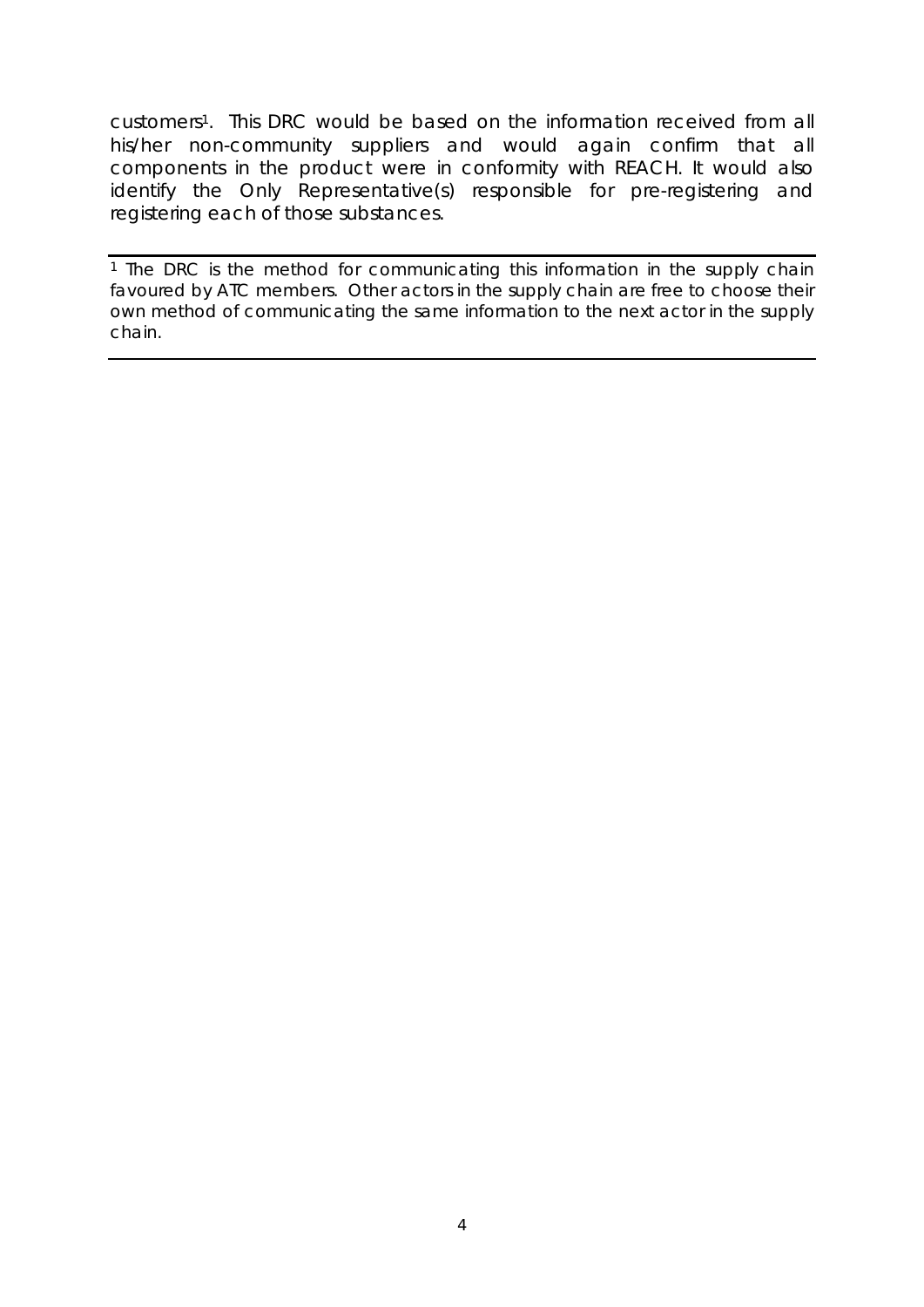customers[1]. This DRC would be based on the information received from all his/her non-community suppliers and would again confirm that all components in the product were in conformity with REACH. It would also identify the Only Representative(s) responsible for pre-registering and registering each of those substances.

---

[1] The DRC is the method for communicating this information in the supply chain favoured by ATC members. Other actors in the supply chain are free to choose their own method of communicating the same information to the next actor in the supply chain.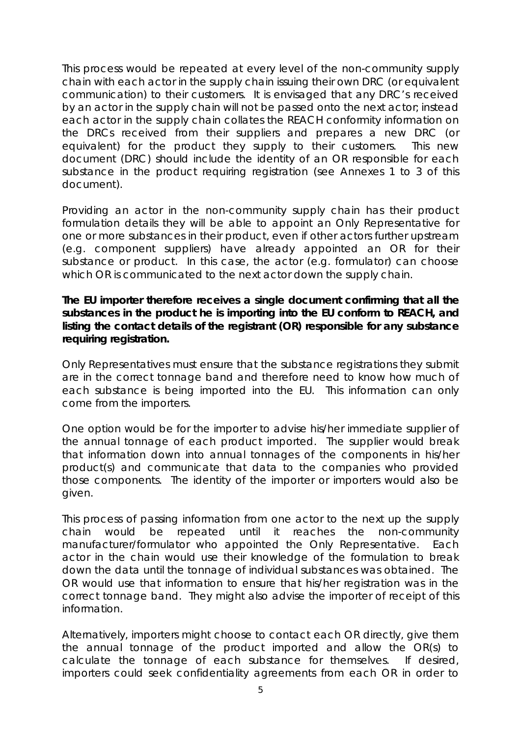This process would be repeated at every level of the non-community supply chain with each actor in the supply chain issuing their own DRC (or equivalent communication) to their customers. It is envisaged that any DRC's received by an actor in the supply chain will not be passed onto the next actor; instead each actor in the supply chain collates the REACH conformity information on the DRCs received from their suppliers and prepares a new DRC (or equivalent) for the product they supply to their customers. This new document (DRC) should include the identity of an OR responsible for each substance in the product requiring registration (see Annexes 1 to 3 of this document).

Providing an actor in the non-community supply chain has their product formulation details they will be able to appoint an Only Representative for one or more substances in their product, even if other actors further upstream (e.g. component suppliers) have already appointed an OR for their substance or product. In this case, the actor (e.g. formulator) can choose which OR is communicated to the next actor down the supply chain.

**The EU importer therefore receives a single document confirming that all the substances in the product he is importing into the EU conform to REACH, and listing the contact details of the registrant (OR) responsible for any substance requiring registration.**

Only Representatives must ensure that the substance registrations they submit are in the correct tonnage band and therefore need to know how much of each substance is being imported into the EU. This information can only come from the importers.

One option would be for the importer to advise his/her immediate supplier of the annual tonnage of each product imported. The supplier would break that information down into annual tonnages of the components in his/her product(s) and communicate that data to the companies who provided those components. The identity of the importer or importers would also be given.

This process of passing information from one actor to the next up the supply chain would be repeated until it reaches the non-community manufacturer/formulator who appointed the Only Representative. Each actor in the chain would use their knowledge of the formulation to break down the data until the tonnage of individual substances was obtained. The OR would use that information to ensure that his/her registration was in the correct tonnage band. They might also advise the importer of receipt of this information.

Alternatively, importers might choose to contact each OR directly, give them the annual tonnage of the product imported and allow the OR(s) to calculate the tonnage of each substance for themselves. If desired, importers could seek confidentiality agreements from each OR in order to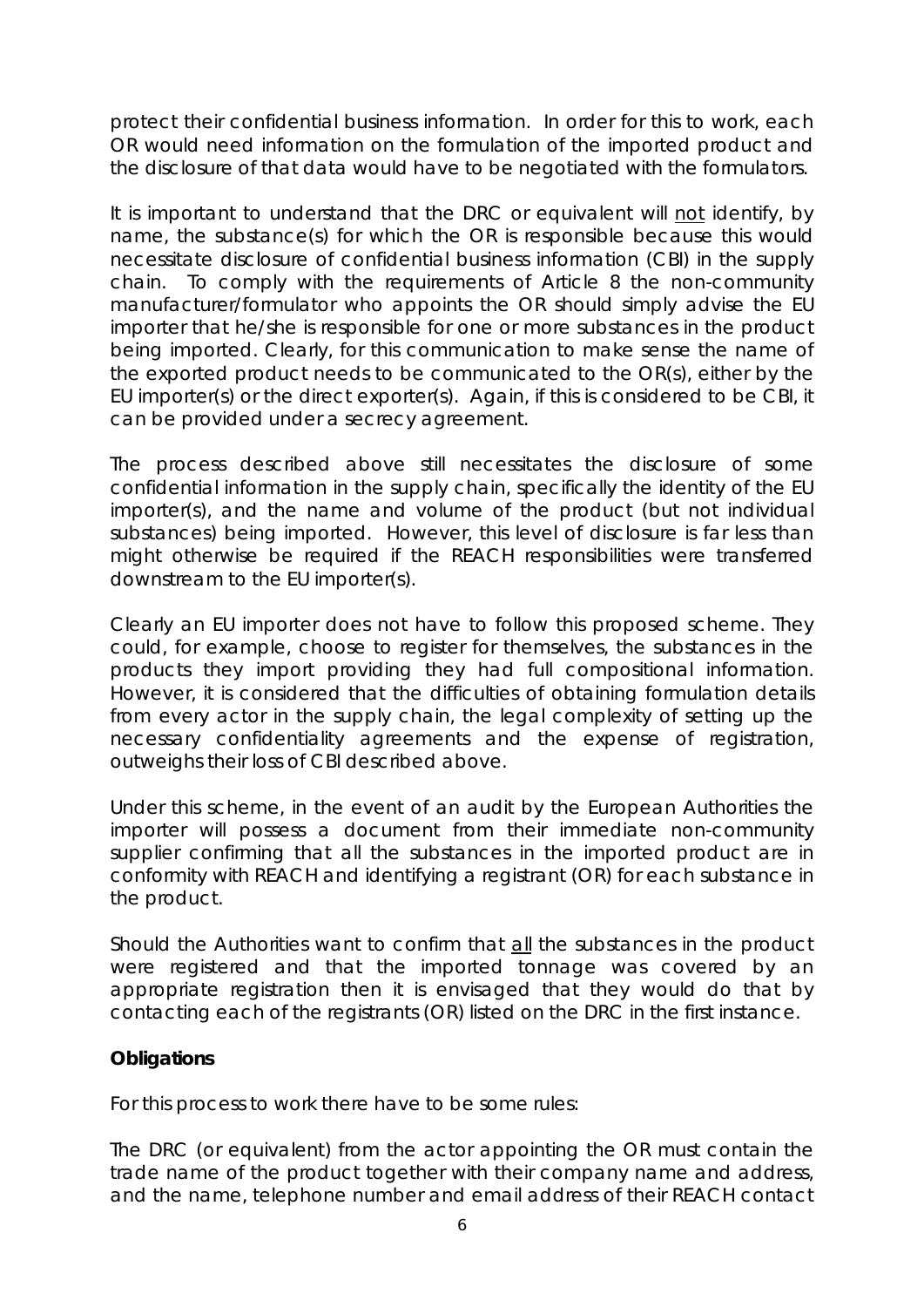protect their confidential business information. In order for this to work, each OR would need information on the formulation of the imported product and the disclosure of that data would have to be negotiated with the formulators.

It is important to understand that the DRC or equivalent will not identify, by name, the substance(s) for which the OR is responsible because this would necessitate disclosure of confidential business information (CBI) in the supply chain. To comply with the requirements of Article 8 the non-community manufacturer/formulator who appoints the OR should simply advise the EU importer that he/she is responsible for one or more substances in the product being imported. Clearly, for this communication to make sense the name of the exported product needs to be communicated to the OR(s), either by the EU importer(s) or the direct exporter(s). Again, if this is considered to be CBI, it can be provided under a secrecy agreement.

The process described above still necessitates the disclosure of some confidential information in the supply chain, specifically the identity of the EU importer(s), and the name and volume of the product (but not individual substances) being imported. However, this level of disclosure is far less than might otherwise be required if the REACH responsibilities were transferred downstream to the EU importer(s).

Clearly an EU importer does not have to follow this proposed scheme. They could, for example, choose to register for themselves, the substances in the products they import providing they had full compositional information. However, it is considered that the difficulties of obtaining formulation details from every actor in the supply chain, the legal complexity of setting up the necessary confidentiality agreements and the expense of registration, outweighs their loss of CBI described above.

Under this scheme, in the event of an audit by the European Authorities the importer will possess a document from their immediate non-community supplier confirming that all the substances in the imported product are in conformity with REACH and identifying a registrant (OR) for each substance in the product.

Should the Authorities want to confirm that all the substances in the product were registered and that the imported tonnage was covered by an appropriate registration then it is envisaged that they would do that by contacting each of the registrants (OR) listed on the DRC in the first instance.

**Obligations**

For this process to work there have to be some rules:

The DRC (or equivalent) from the actor appointing the OR must contain the trade name of the product together with their company name and address, and the name, telephone number and email address of their REACH contact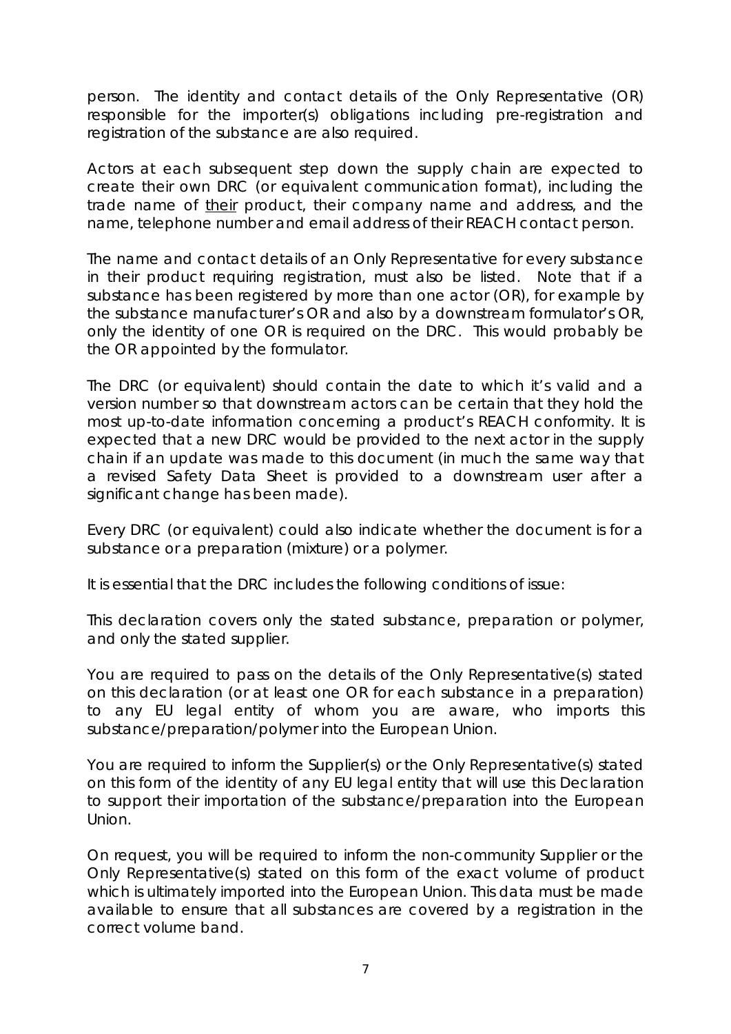person. The identity and contact details of the Only Representative (OR) responsible for the importer(s) obligations including pre-registration and registration of the substance are also required.

Actors at each subsequent step down the supply chain are expected to create their own DRC (or equivalent communication format), including the trade name of <u>their</u> product, their company name and address, and the name, telephone number and email address of their REACH contact person.

The name and contact details of an Only Representative for every substance in their product requiring registration, must also be listed. Note that if a substance has been registered by more than one actor (OR), for example by the substance manufacturer's OR and also by a downstream formulator's OR, only the identity of one OR is required on the DRC. This would probably be the OR appointed by the formulator.

The DRC (or equivalent) should contain the date to which it's valid and a version number so that downstream actors can be certain that they hold the most up-to-date information concerning a product's REACH conformity. It is expected that a new DRC would be provided to the next actor in the supply chain if an update was made to this document (in much the same way that a revised Safety Data Sheet is provided to a downstream user after a significant change has been made).

Every DRC (or equivalent) could also indicate whether the document is for a substance or a preparation (mixture) or a polymer.

It is essential that the DRC includes the following conditions of issue:

This declaration covers only the stated substance, preparation or polymer, and only the stated supplier.

You are required to pass on the details of the Only Representative(s) stated on this declaration (or at least one OR for each substance in a preparation) to any EU legal entity of whom you are aware, who imports this substance/preparation/polymer into the European Union.

You are required to inform the Supplier(s) or the Only Representative(s) stated on this form of the identity of any EU legal entity that will use this Declaration to support their importation of the substance/preparation into the European Union.

On request, you will be required to inform the non-community Supplier or the Only Representative(s) stated on this form of the exact volume of product which is ultimately imported into the European Union. This data must be made available to ensure that all substances are covered by a registration in the correct volume band.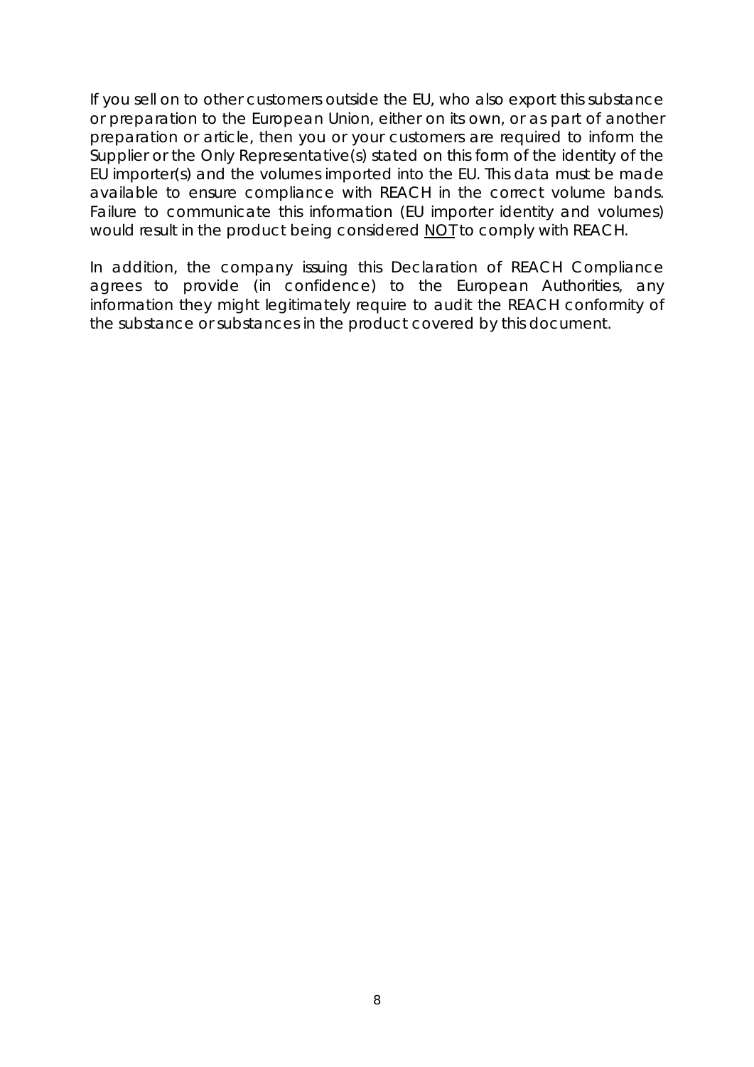If you sell on to other customers outside the EU, who also export this substance or preparation to the European Union, either on its own, or as part of another preparation or article, then you or your customers are required to inform the Supplier or the Only Representative(s) stated on this form of the identity of the EU importer(s) and the volumes imported into the EU. This data must be made available to ensure compliance with REACH in the correct volume bands. Failure to communicate this information (EU importer identity and volumes) would result in the product being considered <u>NOT</u> to comply with REACH.

In addition, the company issuing this Declaration of REACH Compliance agrees to provide (in confidence) to the European Authorities, any information they might legitimately require to audit the REACH conformity of the substance or substances in the product covered by this document.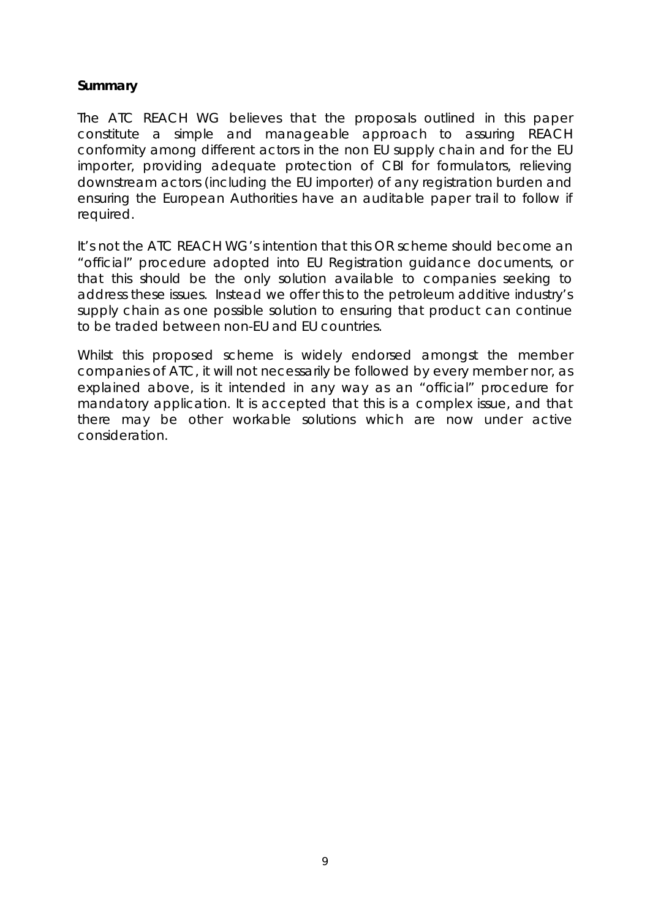**Summary**

The ATC REACH WG believes that the proposals outlined in this paper constitute a simple and manageable approach to assuring REACH conformity among different actors in the non EU supply chain and for the EU importer, providing adequate protection of CBI for formulators, relieving downstream actors (including the EU importer) of any registration burden and ensuring the European Authorities have an auditable paper trail to follow if required.

It's not the ATC REACH WG's intention that this OR scheme should become an "official" procedure adopted into EU Registration guidance documents, or that this should be the only solution available to companies seeking to address these issues. Instead we offer this to the petroleum additive industry's supply chain as one possible solution to ensuring that product can continue to be traded between non-EU and EU countries.

Whilst this proposed scheme is widely endorsed amongst the member companies of ATC, it will not necessarily be followed by every member nor, as explained above, is it intended in any way as an "official" procedure for mandatory application. It is accepted that this is a complex issue, and that there may be other workable solutions which are now under active consideration.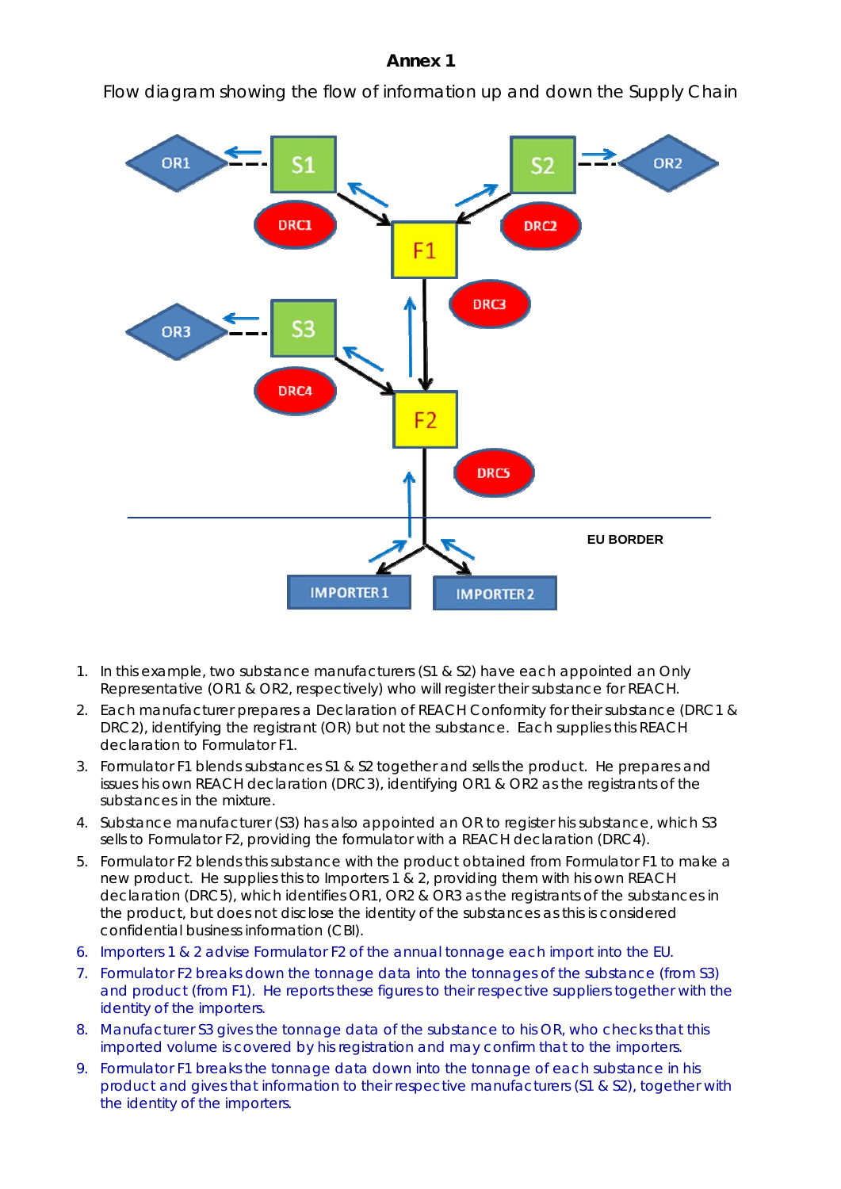# Annex 1

Flow diagram showing the flow of information up and down the Supply Chain

1. In this example, two substance manufacturers (S1 & S2) have each appointed an Only Representative (OR1 & OR2, respectively) who will register their substance for REACH.
2. Each manufacturer prepares a Declaration of REACH Conformity for their substance (DRC1 & DRC2), identifying the registrant (OR) but not the substance. Each supplies this REACH declaration to Formulator F1.
3. Formulator F1 blends substances S1 & S2 together and sells the product. He prepares and issues his own REACH declaration (DRC3), identifying OR1 & OR2 as the registrants of the substances in the mixture.
4. Substance manufacturer (S3) has also appointed an OR to register his substance, which S3 sells to Formulator F2, providing the formulator with a REACH declaration (DRC4).
5. Formulator F2 blends this substance with the product obtained from Formulator F1 to make a new product. He supplies this to Importers 1 & 2, providing them with his own REACH declaration (DRC5), which identifies OR1, OR2 & OR3 as the registrants of the substances in the product, but does not disclose the identity of the substances as this is considered confidential business information (CBI).
6. Importers 1 & 2 advise Formulator F2 of the annual tonnage each import into the EU.
7. Formulator F2 breaks down the tonnage data into the tonnages of the substance (from S3) and product (from F1). He reports these figures to their respective suppliers together with the identity of the importers.
8. Manufacturer S3 gives the tonnage data of the substance to his OR, who checks that this imported volume is covered by his registration and may confirm that to the importers.
9. Formulator F1 breaks the tonnage data down into the tonnage of each substance in his product and gives that information to their respective manufacturers (S1 & S2), together with the identity of the importers.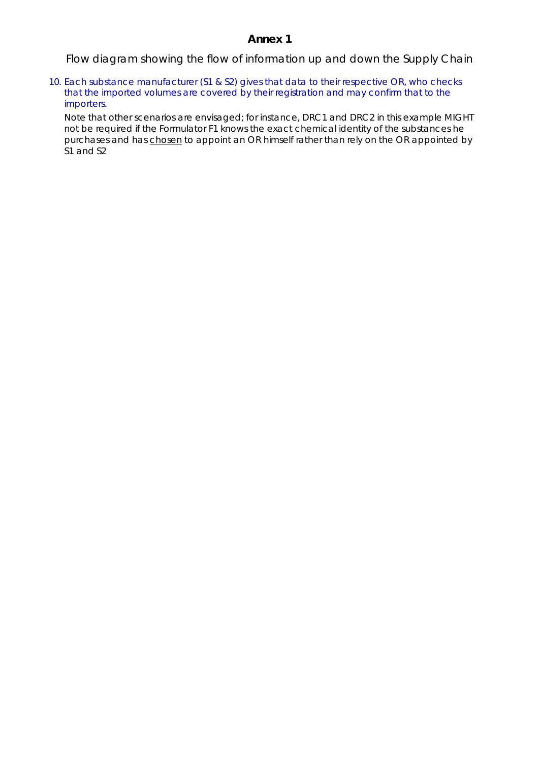## Annex 1

Flow diagram showing the flow of information up and down the Supply Chain

10. Each substance manufacturer (S1 & S2) gives that data to their respective OR, who checks that the imported volumes are covered by their registration and may confirm that to the importers.

Note that other scenarios are envisaged; for instance, DRC1 and DRC2 in this example MIGHT not be required if the Formulator F1 knows the exact chemical identity of the substances he purchases and has chosen to appoint an OR himself rather than rely on the OR appointed by S1 and S2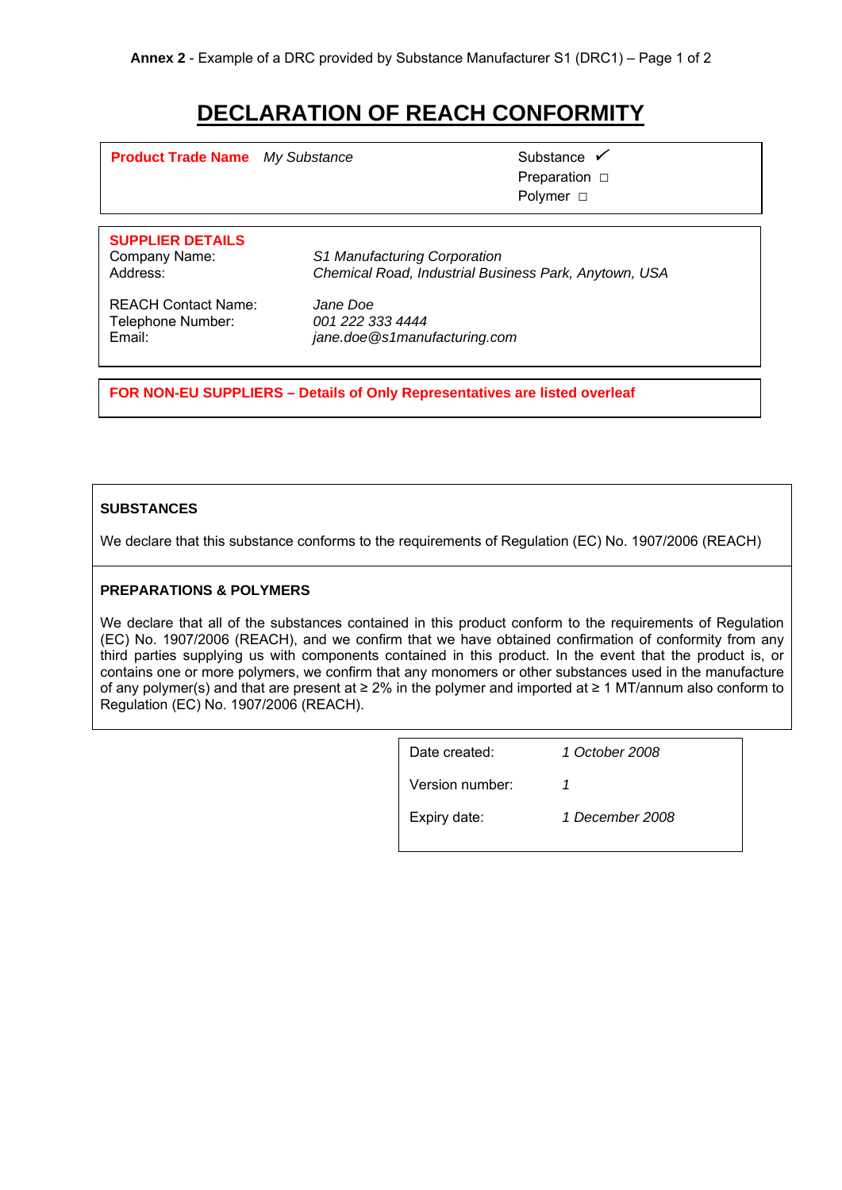**Annex 2** - Example of a DRC provided by Substance Manufacturer S1 (DRC1) – Page 1 of 2

# DECLARATION OF REACH CONFORMITY

| **Product Trade Name** *My Substance* | Substance ✓<br>Preparation □<br>Polymer □ |
|---|---|

**SUPPLIER DETAILS**

| | |
|---|---|
| Company Name: | *S1 Manufacturing Corporation* |
| Address: | *Chemical Road, Industrial Business Park, Anytown, USA* |
| REACH Contact Name: | *Jane Doe* |
| Telephone Number: | *001 222 333 4444* |
| Email: | *jane.doe@s1manufacturing.com* |

**FOR NON-EU SUPPLIERS – Details of Only Representatives are listed overleaf**

**SUBSTANCES**

We declare that this substance conforms to the requirements of Regulation (EC) No. 1907/2006 (REACH)

**PREPARATIONS & POLYMERS**

We declare that all of the substances contained in this product conform to the requirements of Regulation (EC) No. 1907/2006 (REACH), and we confirm that we have obtained confirmation of conformity from any third parties supplying us with components contained in this product. In the event that the product is, or contains one or more polymers, we confirm that any monomers or other substances used in the manufacture of any polymer(s) and that are present at ≥ 2% in the polymer and imported at ≥ 1 MT/annum also conform to Regulation (EC) No. 1907/2006 (REACH).

| | |
|---|---|
| Date created: | *1 October 2008* |
| Version number: | *1* |
| Expiry date: | *1 December 2008* |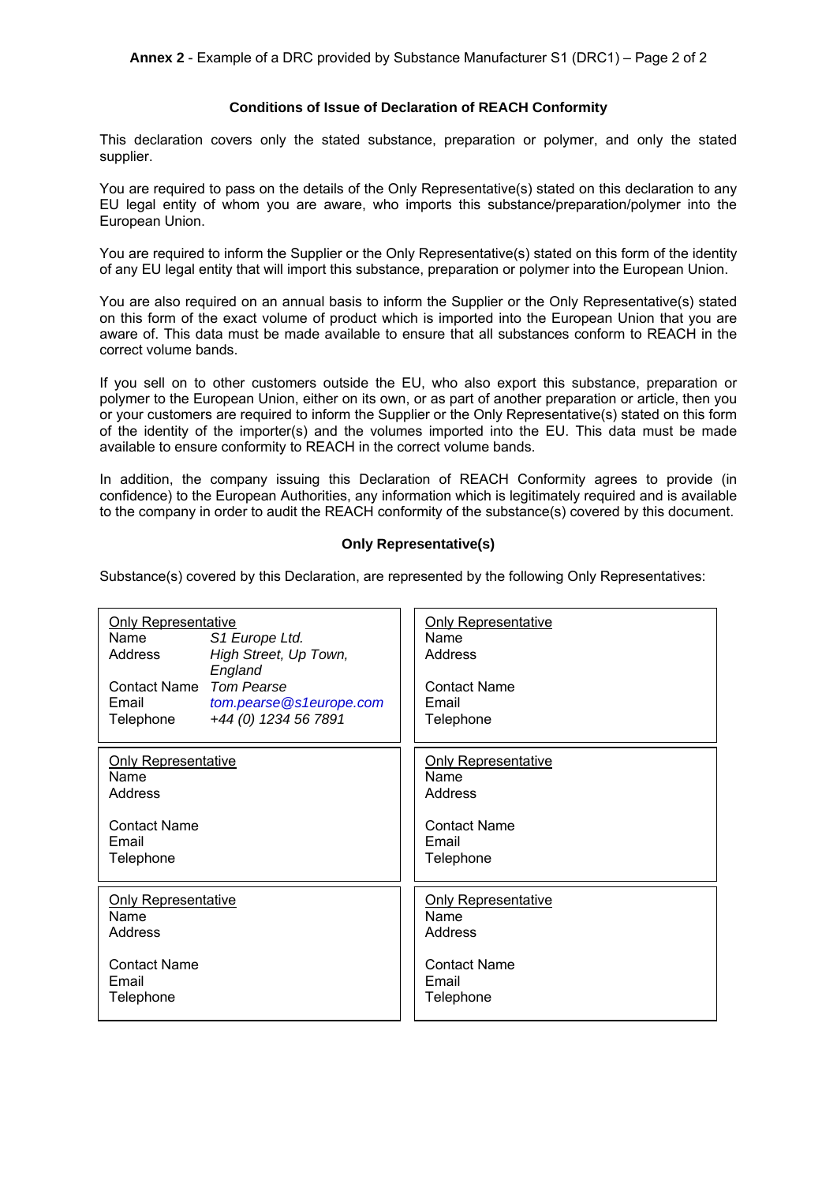**Annex 2** - Example of a DRC provided by Substance Manufacturer S1 (DRC1) – Page 2 of 2

### Conditions of Issue of Declaration of REACH Conformity

This declaration covers only the stated substance, preparation or polymer, and only the stated supplier.

You are required to pass on the details of the Only Representative(s) stated on this declaration to any EU legal entity of whom you are aware, who imports this substance/preparation/polymer into the European Union.

You are required to inform the Supplier or the Only Representative(s) stated on this form of the identity of any EU legal entity that will import this substance, preparation or polymer into the European Union.

You are also required on an annual basis to inform the Supplier or the Only Representative(s) stated on this form of the exact volume of product which is imported into the European Union that you are aware of. This data must be made available to ensure that all substances conform to REACH in the correct volume bands.

If you sell on to other customers outside the EU, who also export this substance, preparation or polymer to the European Union, either on its own, or as part of another preparation or article, then you or your customers are required to inform the Supplier or the Only Representative(s) stated on this form of the identity of the importer(s) and the volumes imported into the EU. This data must be made available to ensure conformity to REACH in the correct volume bands.

In addition, the company issuing this Declaration of REACH Conformity agrees to provide (in confidence) to the European Authorities, any information which is legitimately required and is available to the company in order to audit the REACH conformity of the substance(s) covered by this document.

### Only Representative(s)

Substance(s) covered by this Declaration, are represented by the following Only Representatives:

| Only Representative | | Only Representative | |
|---|---|---|---|
| Name | *S1 Europe Ltd.* | Name | |
| Address | *High Street, Up Town, England* | Address | |
| Contact Name | *Tom Pearse* | Contact Name | |
| Email | *tom.pearse@s1europe.com* | Email | |
| Telephone | *+44 (0) 1234 56 7891* | Telephone | |

| Only Representative | | Only Representative | |
|---|---|---|---|
| Name | | Name | |
| Address | | Address | |
| Contact Name | | Contact Name | |
| Email | | Email | |
| Telephone | | Telephone | |

| Only Representative | | Only Representative | |
|---|---|---|---|
| Name | | Name | |
| Address | | Address | |
| Contact Name | | Contact Name | |
| Email | | Email | |
| Telephone | | Telephone | |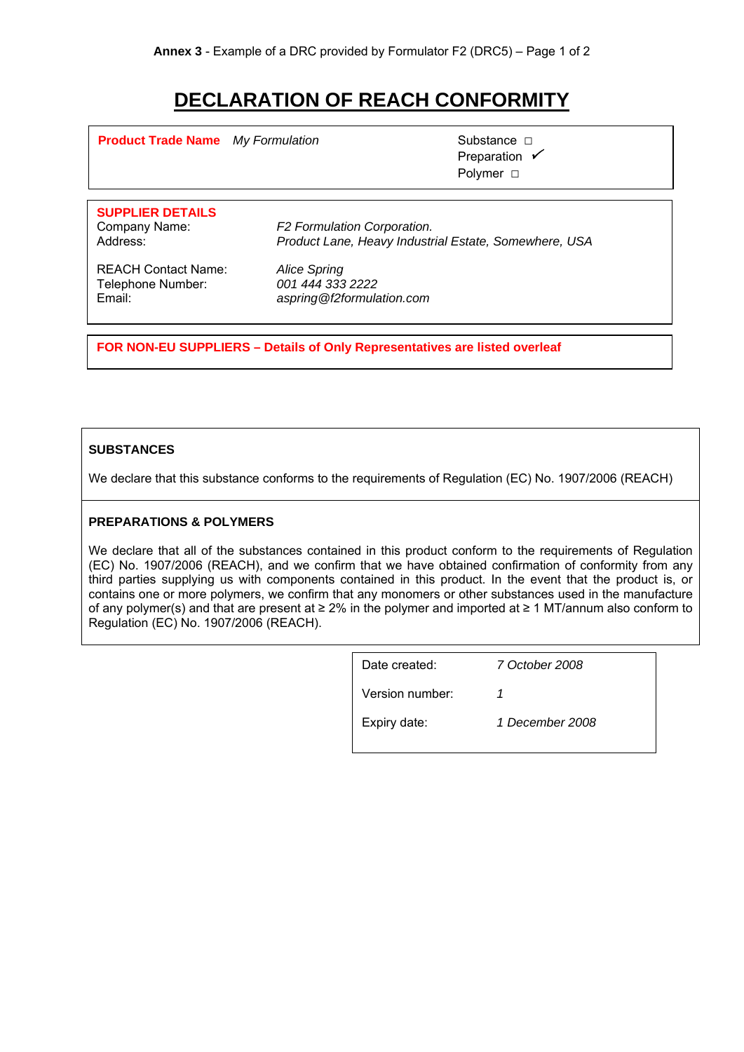**Annex 3** - Example of a DRC provided by Formulator F2 (DRC5)

# DECLARATION OF REACH CONFORMITY

**Product Trade Name** *My Formulation*

Substance □
Preparation ✓
Polymer □

**SUPPLIER DETAILS**

Company Name: *F2 Formulation Corporation.*
Address: *Product Lane, Heavy Industrial Estate, Somewhere, USA*

REACH Contact Name: *Alice Spring*
Telephone Number: *001 444 333 2222*
Email: *aspring@f2formulation.com*

**FOR NON-EU SUPPLIERS – Details of Only Representatives are listed overleaf**

**SUBSTANCES**

We declare that this substance conforms to the requirements of Regulation (EC) No. 1907/2006 (REACH)

**PREPARATIONS & POLYMERS**

We declare that all of the substances contained in this product conform to the requirements of Regulation (EC) No. 1907/2006 (REACH), and we confirm that we have obtained confirmation of conformity from any third parties supplying us with components contained in this product. In the event that the product is, or contains one or more polymers, we confirm that any monomers or other substances used in the manufacture of any polymer(s) and that are present at ≥ 2% in the polymer and imported at ≥ 1 MT/annum also conform to Regulation (EC) No. 1907/2006 (REACH).

| | |
|---|---|
| Date created: | *7 October 2008* |
| Version number: | *1* |
| Expiry date: | *1 December 2008* |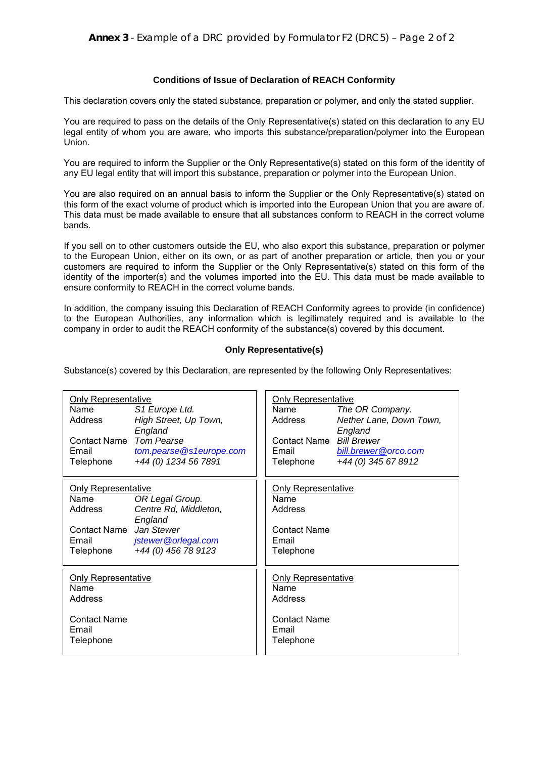**Annex 3** - Example of a DRC provided by Formulator F2 (DRC5) – Page 2 of 2

### Conditions of Issue of Declaration of REACH Conformity

This declaration covers only the stated substance, preparation or polymer, and only the stated supplier.

You are required to pass on the details of the Only Representative(s) stated on this declaration to any EU legal entity of whom you are aware, who imports this substance/preparation/polymer into the European Union.

You are required to inform the Supplier or the Only Representative(s) stated on this form of the identity of any EU legal entity that will import this substance, preparation or polymer into the European Union.

You are also required on an annual basis to inform the Supplier or the Only Representative(s) stated on this form of the exact volume of product which is imported into the European Union that you are aware of. This data must be made available to ensure that all substances conform to REACH in the correct volume bands.

If you sell on to other customers outside the EU, who also export this substance, preparation or polymer to the European Union, either on its own, or as part of another preparation or article, then you or your customers are required to inform the Supplier or the Only Representative(s) stated on this form of the identity of the importer(s) and the volumes imported into the EU. This data must be made available to ensure conformity to REACH in the correct volume bands.

In addition, the company issuing this Declaration of REACH Conformity agrees to provide (in confidence) to the European Authorities, any information which is legitimately required and is available to the company in order to audit the REACH conformity of the substance(s) covered by this document.

### Only Representative(s)

Substance(s) covered by this Declaration, are represented by the following Only Representatives:

| Only Representative | | Only Representative | |
|---|---|---|---|
| Name | *S1 Europe Ltd.* | Name | *The OR Company.* |
| Address | *High Street, Up Town, England* | Address | *Nether Lane, Down Town, England* |
| Contact Name | *Tom Pearse* | Contact Name | *Bill Brewer* |
| Email | *tom.pearse@s1europe.com* | Email | *bill.brewer@orco.com* |
| Telephone | *+44 (0) 1234 56 7891* | Telephone | *+44 (0) 345 67 8912* |

| Only Representative | | Only Representative | |
|---|---|---|---|
| Name | *OR Legal Group.* | Name | |
| Address | *Centre Rd, Middleton, England* | Address | |
| Contact Name | *Jan Stewer* | Contact Name | |
| Email | *jstewer@orlegal.com* | Email | |
| Telephone | *+44 (0) 456 78 9123* | Telephone | |

| Only Representative | | Only Representative | |
|---|---|---|---|
| Name | | Name | |
| Address | | Address | |
| Contact Name | | Contact Name | |
| Email | | Email | |
| Telephone | | Telephone | |